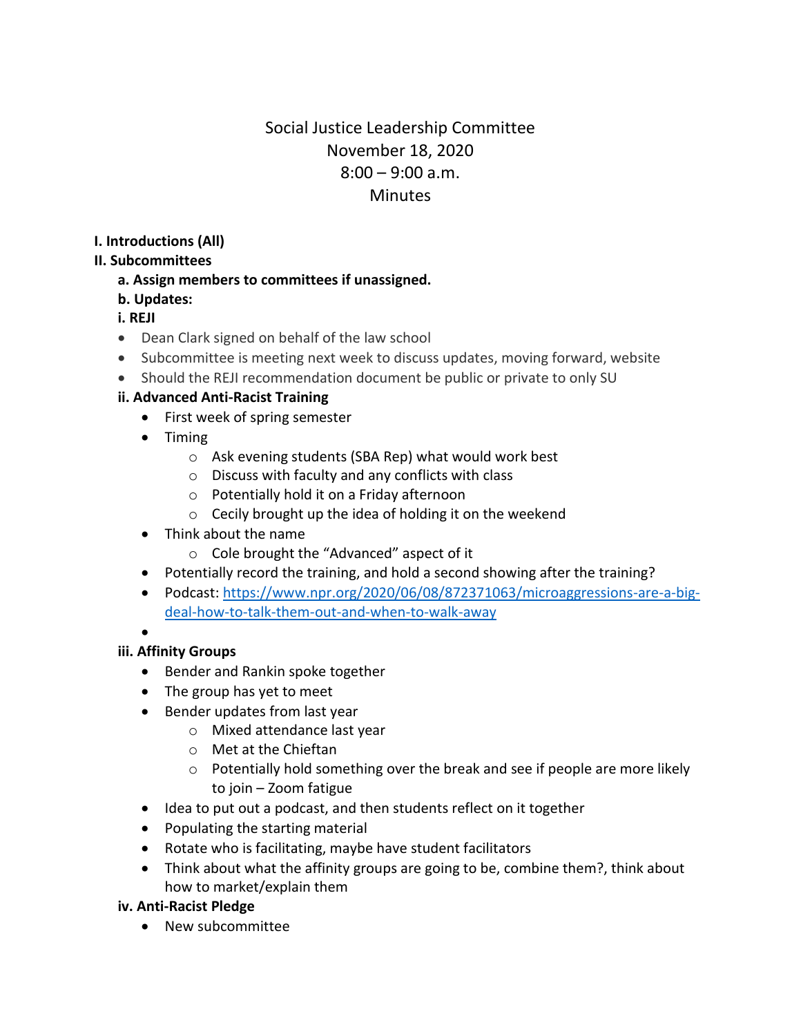# Social Justice Leadership Committee
## November 18, 2020
## 8:00 – 9:00 a.m.
## Minutes

**I. Introductions (All)**

**II. Subcommittees**

**a. Assign members to committees if unassigned.**

**b. Updates:**

**i. REJI**

- Dean Clark signed on behalf of the law school
- Subcommittee is meeting next week to discuss updates, moving forward, website
- Should the REJI recommendation document be public or private to only SU

**ii. Advanced Anti-Racist Training**

- First week of spring semester
- Timing
  - Ask evening students (SBA Rep) what would work best
  - Discuss with faculty and any conflicts with class
  - Potentially hold it on a Friday afternoon
  - Cecily brought up the idea of holding it on the weekend
- Think about the name
  - Cole brought the "Advanced" aspect of it
- Potentially record the training, and hold a second showing after the training?
- Podcast: [https://www.npr.org/2020/06/08/872371063/microaggressions-are-a-big-deal-how-to-talk-them-out-and-when-to-walk-away](https://www.npr.org/2020/06/08/872371063/microaggressions-are-a-big-deal-how-to-talk-them-out-and-when-to-walk-away)
- 

**iii. Affinity Groups**

- Bender and Rankin spoke together
- The group has yet to meet
- Bender updates from last year
  - Mixed attendance last year
  - Met at the Chieftan
  - Potentially hold something over the break and see if people are more likely to join – Zoom fatigue
- Idea to put out a podcast, and then students reflect on it together
- Populating the starting material
- Rotate who is facilitating, maybe have student facilitators
- Think about what the affinity groups are going to be, combine them?, think about how to market/explain them

**iv. Anti-Racist Pledge**

- New subcommittee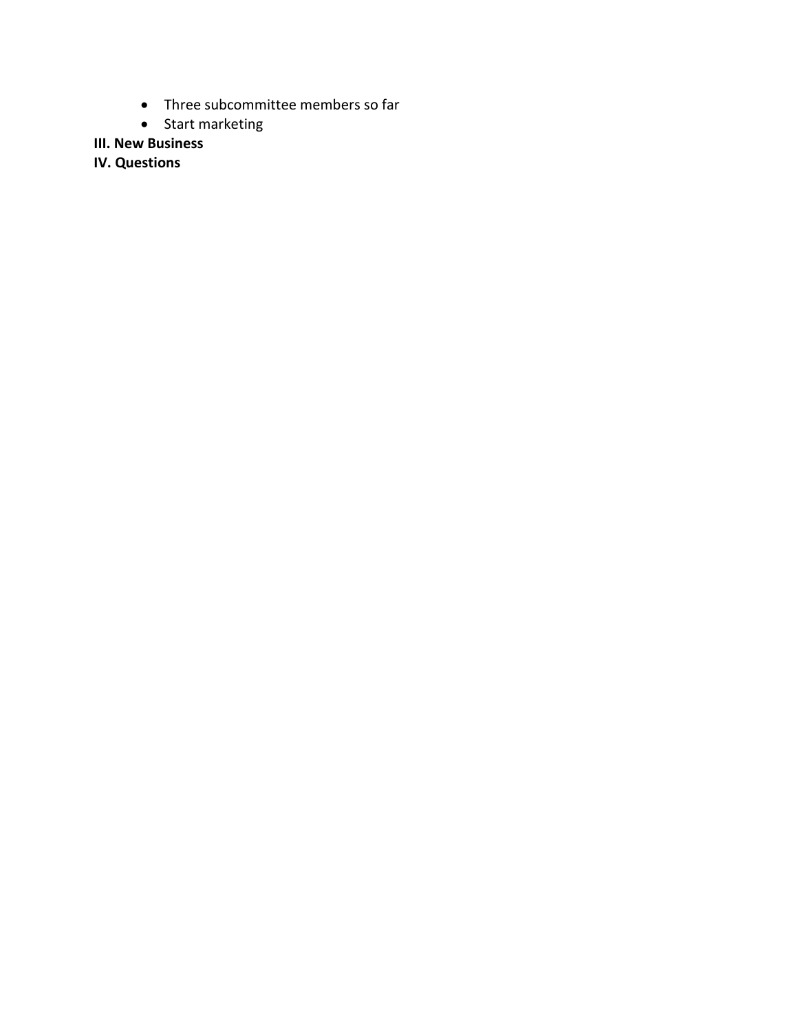- Three subcommittee members so far
- Start marketing

**III. New Business**

**IV. Questions**